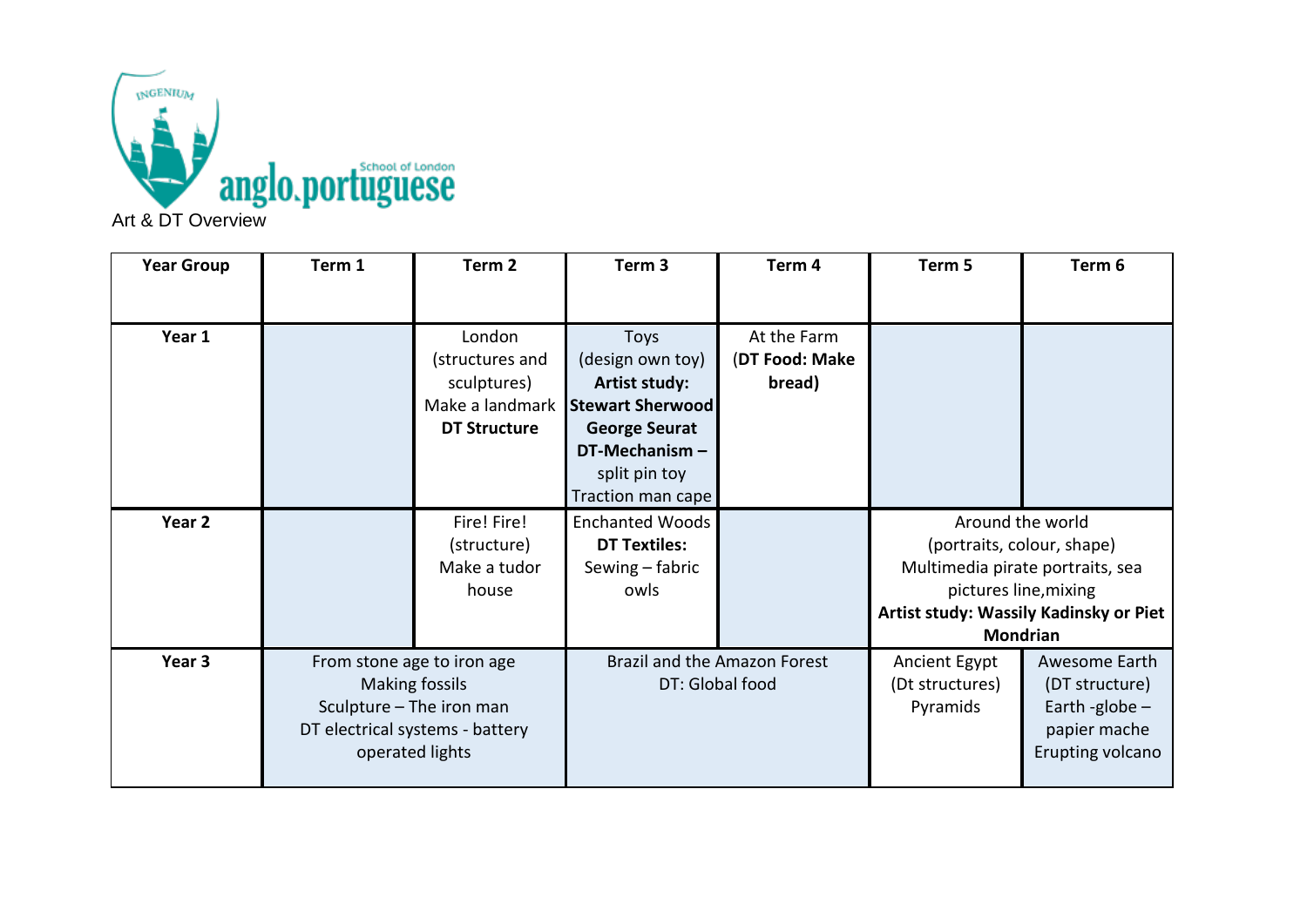INGENIUM

anglo.portuguese School of London

Art & DT Overview

| Year Group | Term 1 | Term 2 | Term 3 | Term 4 | Term 5 | Term 6 |
|---|---|---|---|---|---|---|
| **Year 1** | | London (structures and sculptures) Make a landmark **DT Structure** | Toys (design own toy) **Artist study: Stewart Sherwood George Seurat DT-Mechanism –** split pin toy Traction man cape | At the Farm (**DT Food: Make bread)** | | |
| **Year 2** | | Fire! Fire! (structure) Make a tudor house | Enchanted Woods **DT Textiles:** Sewing – fabric owls | | Around the world (portraits, colour, shape) Multimedia pirate portraits, sea pictures line,mixing **Artist study: Wassily Kadinsky or Piet Mondrian** | |
| **Year 3** | From stone age to iron age Making fossils Sculpture – The iron man DT electrical systems - battery operated lights | | Brazil and the Amazon Forest DT: Global food | | Ancient Egypt (Dt structures) Pyramids | Awesome Earth (DT structure) Earth -globe – papier mache Erupting volcano |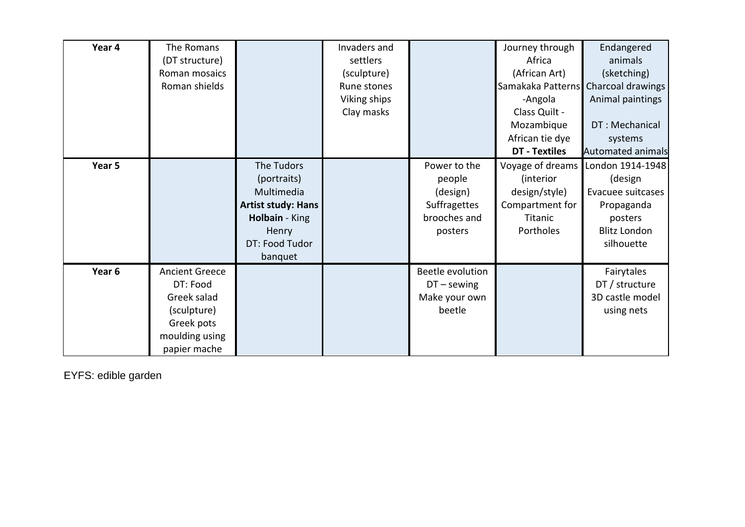| | | | | | | |
|---|---|---|---|---|---|---|
| **Year 4** | The Romans (DT structure) Roman mosaics Roman shields | | Invaders and settlers (sculpture) Rune stones Viking ships Clay masks | | Journey through Africa (African Art) Samakaka Patterns -Angola Class Quilt - Mozambique African tie dye **DT - Textiles** | Endangered animals (sketching) Charcoal drawings Animal paintings DT : Mechanical systems Automated animals |
| **Year 5** | | The Tudors (portraits) Multimedia **Artist study: Hans Holbain** - King Henry DT: Food Tudor banquet | | Power to the people (design) Suffragettes brooches and posters | Voyage of dreams (interior design/style) Compartment for Titanic Portholes | London 1914-1948 (design Evacuee suitcases Propaganda posters Blitz London silhouette |
| **Year 6** | Ancient Greece DT: Food Greek salad (sculpture) Greek pots moulding using papier mache | | | Beetle evolution DT – sewing Make your own beetle | | Fairytales DT / structure 3D castle model using nets |

EYFS: edible garden